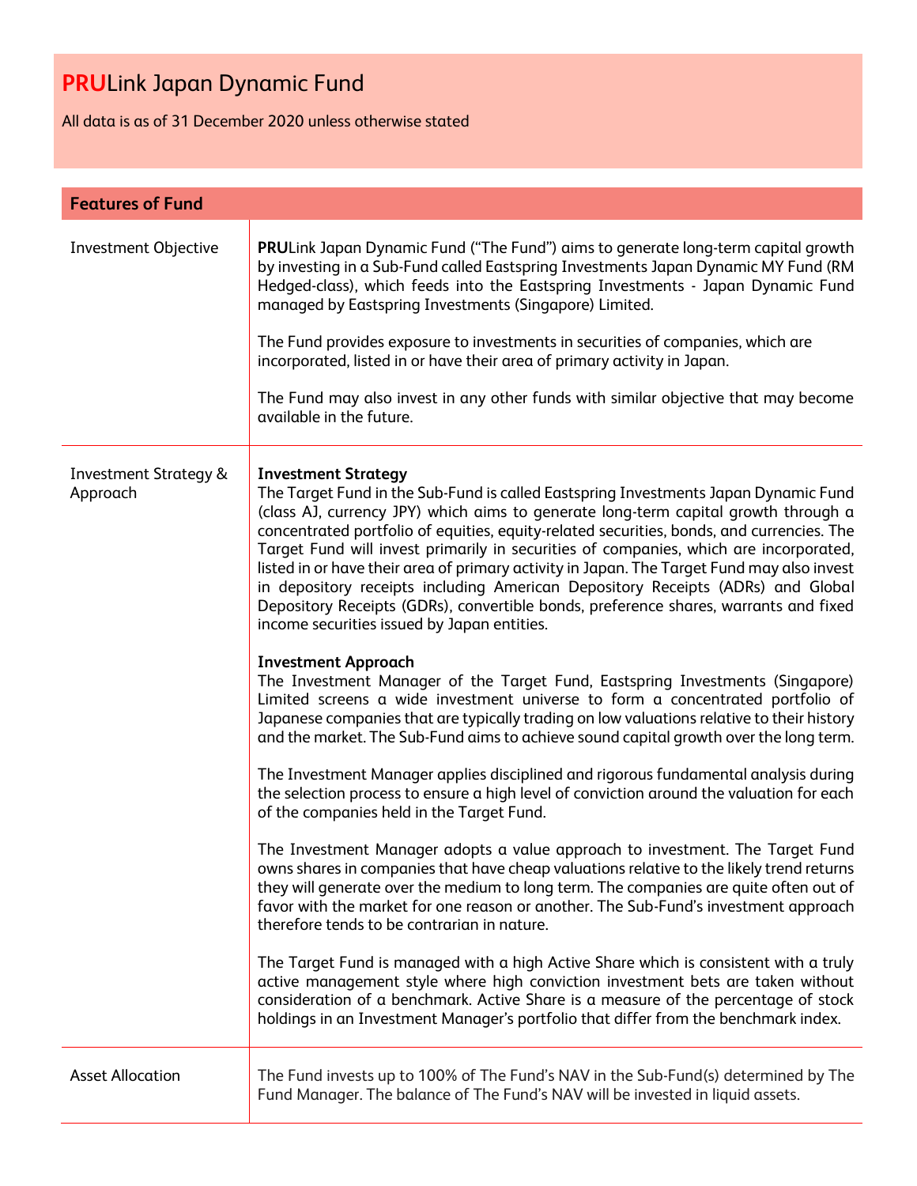# **PRU**Link Japan Dynamic Fund

All data is as of 31 December 2020 unless otherwise stated

## Features of Fund

| Features of Fund | |
|---|---|
| Investment Objective | **PRU**Link Japan Dynamic Fund ("The Fund") aims to generate long-term capital growth by investing in a Sub-Fund called Eastspring Investments Japan Dynamic MY Fund (RM Hedged-class), which feeds into the Eastspring Investments - Japan Dynamic Fund managed by Eastspring Investments (Singapore) Limited.<br><br>The Fund provides exposure to investments in securities of companies, which are incorporated, listed in or have their area of primary activity in Japan.<br><br>The Fund may also invest in any other funds with similar objective that may become available in the future. |
| Investment Strategy & Approach | **Investment Strategy**<br>The Target Fund in the Sub-Fund is called Eastspring Investments Japan Dynamic Fund (class AJ, currency JPY) which aims to generate long-term capital growth through a concentrated portfolio of equities, equity-related securities, bonds, and currencies. The Target Fund will invest primarily in securities of companies, which are incorporated, listed in or have their area of primary activity in Japan. The Target Fund may also invest in depository receipts including American Depository Receipts (ADRs) and Global Depository Receipts (GDRs), convertible bonds, preference shares, warrants and fixed income securities issued by Japan entities.<br><br>**Investment Approach**<br>The Investment Manager of the Target Fund, Eastspring Investments (Singapore) Limited screens a wide investment universe to form a concentrated portfolio of Japanese companies that are typically trading on low valuations relative to their history and the market. The Sub-Fund aims to achieve sound capital growth over the long term.<br><br>The Investment Manager applies disciplined and rigorous fundamental analysis during the selection process to ensure a high level of conviction around the valuation for each of the companies held in the Target Fund.<br><br>The Investment Manager adopts a value approach to investment. The Target Fund owns shares in companies that have cheap valuations relative to the likely trend returns they will generate over the medium to long term. The companies are quite often out of favor with the market for one reason or another. The Sub-Fund's investment approach therefore tends to be contrarian in nature.<br><br>The Target Fund is managed with a high Active Share which is consistent with a truly active management style where high conviction investment bets are taken without consideration of a benchmark. Active Share is a measure of the percentage of stock holdings in an Investment Manager's portfolio that differ from the benchmark index. |
| Asset Allocation | The Fund invests up to 100% of The Fund's NAV in the Sub-Fund(s) determined by The Fund Manager. The balance of The Fund's NAV will be invested in liquid assets. |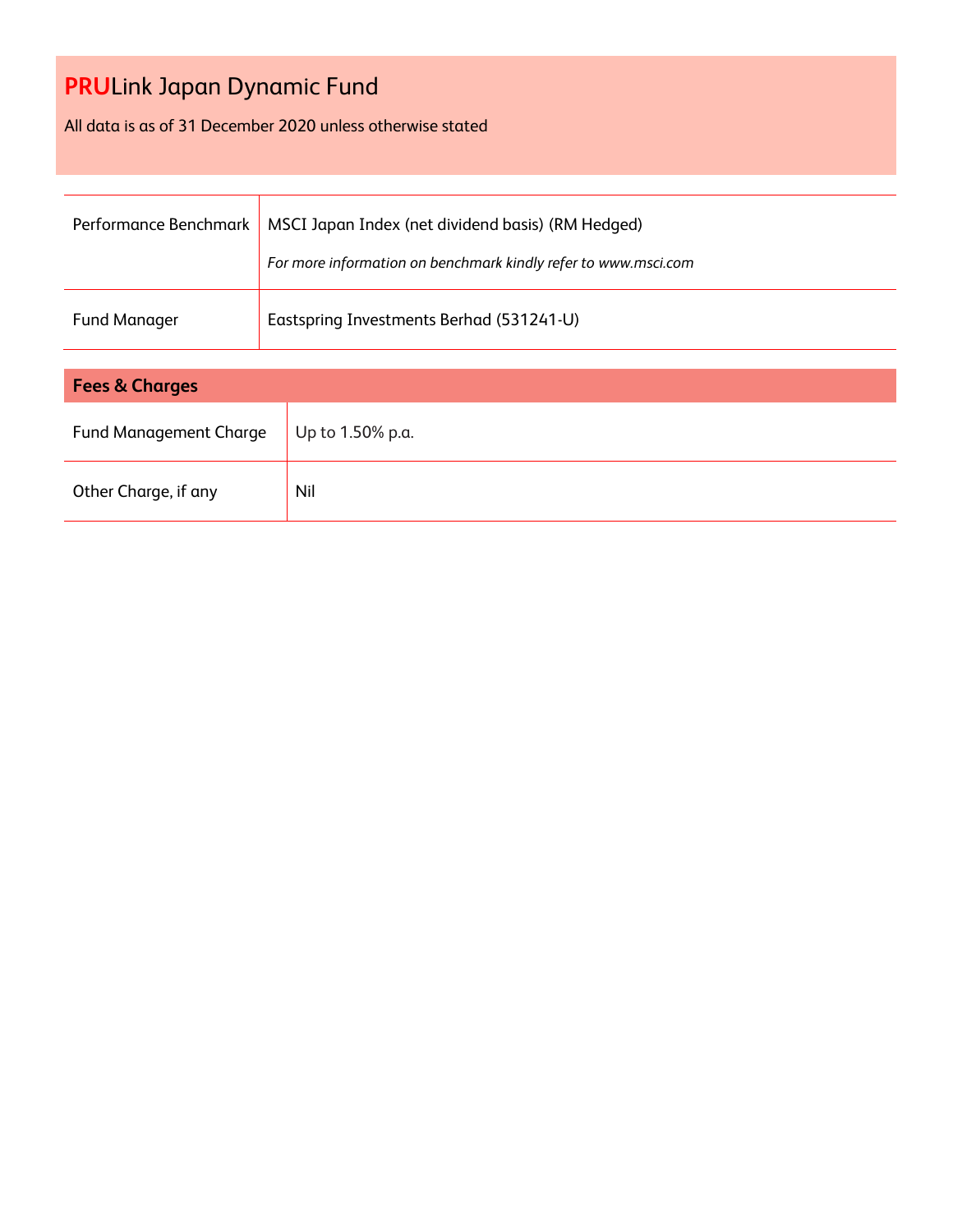# **PRU**Link Japan Dynamic Fund

All data is as of 31 December 2020 unless otherwise stated

| | |
|---|---|
| Performance Benchmark | MSCI Japan Index (net dividend basis) (RM Hedged)<br>*For more information on benchmark kindly refer to www.msci.com* |
| Fund Manager | Eastspring Investments Berhad (531241-U) |

| **Fees & Charges** | |
|---|---|
| Fund Management Charge | Up to 1.50% p.a. |
| Other Charge, if any | Nil |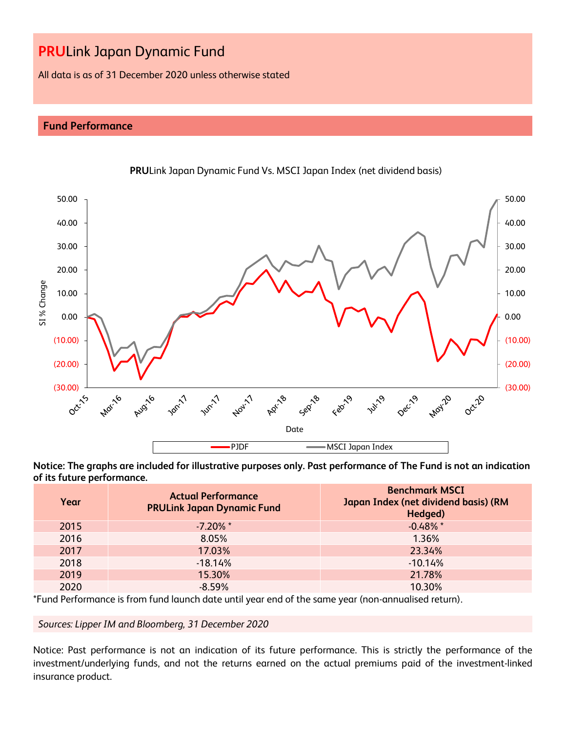# PRULink Japan Dynamic Fund

All data is as of 31 December 2020 unless otherwise stated

## Fund Performance

**PRU**Link Japan Dynamic Fund Vs. MSCI Japan Index (net dividend basis)

**Notice: The graphs are included for illustrative purposes only. Past performance of The Fund is not an indication of its future performance.**

| Year | Actual Performance PRULink Japan Dynamic Fund | Benchmark MSCI Japan Index (net dividend basis) (RM Hedged) |
|---|---|---|
| 2015 | -7.20% * | -0.48% * |
| 2016 | 8.05% | 1.36% |
| 2017 | 17.03% | 23.34% |
| 2018 | -18.14% | -10.14% |
| 2019 | 15.30% | 21.78% |
| 2020 | -8.59% | 10.30% |

*Fund Performance is from fund launch date until year end of the same year (non-annualised return).

*Sources: Lipper IM and Bloomberg, 31 December 2020*

Notice: Past performance is not an indication of its future performance. This is strictly the performance of the investment/underlying funds, and not the returns earned on the actual premiums paid of the investment-linked insurance product.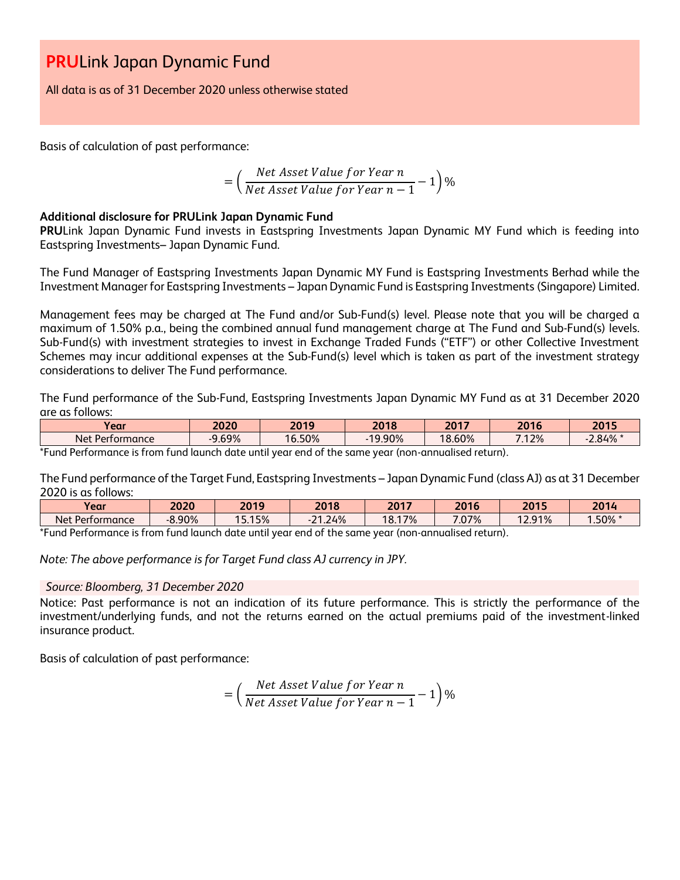# **PRU**Link Japan Dynamic Fund

All data is as of 31 December 2020 unless otherwise stated

Basis of calculation of past performance:

$$= \left( \frac{Net\ Asset\ Value\ for\ Year\ n}{Net\ Asset\ Value\ for\ Year\ n-1} - 1 \right) \%$$

**Additional disclosure for PRULink Japan Dynamic Fund**

**PRU**Link Japan Dynamic Fund invests in Eastspring Investments Japan Dynamic MY Fund which is feeding into Eastspring Investments– Japan Dynamic Fund.

The Fund Manager of Eastspring Investments Japan Dynamic MY Fund is Eastspring Investments Berhad while the Investment Manager for Eastspring Investments – Japan Dynamic Fund is Eastspring Investments (Singapore) Limited.

Management fees may be charged at The Fund and/or Sub-Fund(s) level. Please note that you will be charged a maximum of 1.50% p.a., being the combined annual fund management charge at The Fund and Sub-Fund(s) levels. Sub-Fund(s) with investment strategies to invest in Exchange Traded Funds ("ETF") or other Collective Investment Schemes may incur additional expenses at the Sub-Fund(s) level which is taken as part of the investment strategy considerations to deliver The Fund performance.

The Fund performance of the Sub-Fund, Eastspring Investments Japan Dynamic MY Fund as at 31 December 2020 are as follows:

| Year | 2020 | 2019 | 2018 | 2017 | 2016 | 2015 |
|---|---|---|---|---|---|---|
| Net Performance | -9.69% | 16.50% | -19.90% | 18.60% | 7.12% | -2.84% * |

*Fund Performance is from fund launch date until year end of the same year (non-annualised return).

The Fund performance of the Target Fund, Eastspring Investments – Japan Dynamic Fund (class AJ) as at 31 December 2020 is as follows:

| Year | 2020 | 2019 | 2018 | 2017 | 2016 | 2015 | 2014 |
|---|---|---|---|---|---|---|---|
| Net Performance | -8.90% | 15.15% | -21.24% | 18.17% | 7.07% | 12.91% | 1.50% * |

*Fund Performance is from fund launch date until year end of the same year (non-annualised return).

*Note: The above performance is for Target Fund class AJ currency in JPY.*

*Source: Bloomberg, 31 December 2020*

Notice: Past performance is not an indication of its future performance. This is strictly the performance of the investment/underlying funds, and not the returns earned on the actual premiums paid of the investment-linked insurance product.

Basis of calculation of past performance:

$$= \left( \frac{Net\ Asset\ Value\ for\ Year\ n}{Net\ Asset\ Value\ for\ Year\ n-1} - 1 \right) \%$$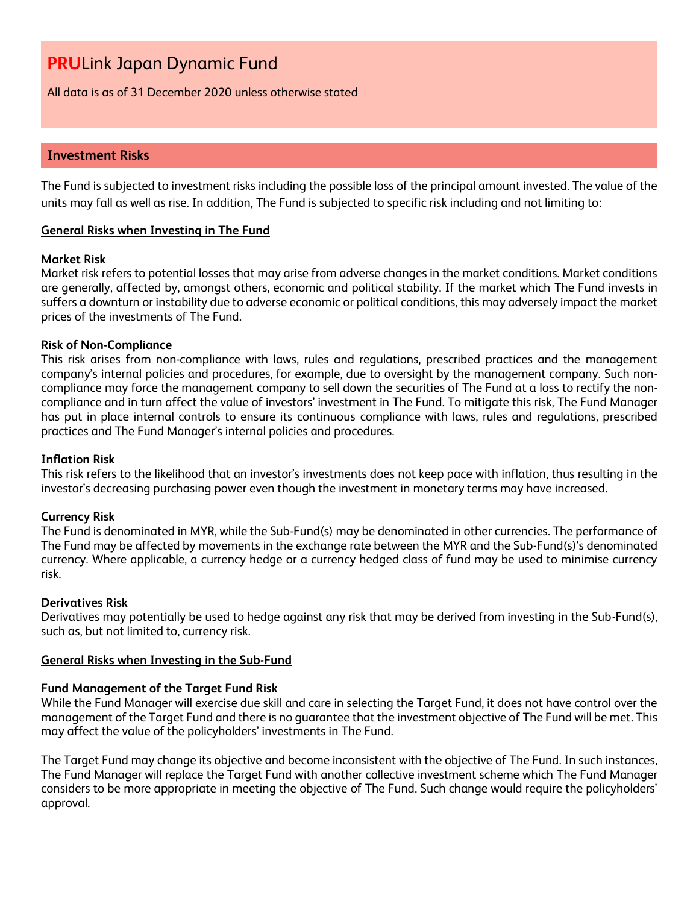# **PRU**Link Japan Dynamic Fund

All data is as of 31 December 2020 unless otherwise stated

## Investment Risks

The Fund is subjected to investment risks including the possible loss of the principal amount invested. The value of the units may fall as well as rise. In addition, The Fund is subjected to specific risk including and not limiting to:

### General Risks when Investing in The Fund

**Market Risk**

Market risk refers to potential losses that may arise from adverse changes in the market conditions. Market conditions are generally, affected by, amongst others, economic and political stability. If the market which The Fund invests in suffers a downturn or instability due to adverse economic or political conditions, this may adversely impact the market prices of the investments of The Fund.

**Risk of Non-Compliance**

This risk arises from non-compliance with laws, rules and regulations, prescribed practices and the management company's internal policies and procedures, for example, due to oversight by the management company. Such non-compliance may force the management company to sell down the securities of The Fund at a loss to rectify the non-compliance and in turn affect the value of investors' investment in The Fund. To mitigate this risk, The Fund Manager has put in place internal controls to ensure its continuous compliance with laws, rules and regulations, prescribed practices and The Fund Manager's internal policies and procedures.

**Inflation Risk**

This risk refers to the likelihood that an investor's investments does not keep pace with inflation, thus resulting in the investor's decreasing purchasing power even though the investment in monetary terms may have increased.

**Currency Risk**

The Fund is denominated in MYR, while the Sub-Fund(s) may be denominated in other currencies. The performance of The Fund may be affected by movements in the exchange rate between the MYR and the Sub-Fund(s)'s denominated currency. Where applicable, a currency hedge or a currency hedged class of fund may be used to minimise currency risk.

**Derivatives Risk**

Derivatives may potentially be used to hedge against any risk that may be derived from investing in the Sub-Fund(s), such as, but not limited to, currency risk.

### General Risks when Investing in the Sub-Fund

**Fund Management of the Target Fund Risk**

While the Fund Manager will exercise due skill and care in selecting the Target Fund, it does not have control over the management of the Target Fund and there is no guarantee that the investment objective of The Fund will be met. This may affect the value of the policyholders' investments in The Fund.

The Target Fund may change its objective and become inconsistent with the objective of The Fund. In such instances, The Fund Manager will replace the Target Fund with another collective investment scheme which The Fund Manager considers to be more appropriate in meeting the objective of The Fund. Such change would require the policyholders' approval.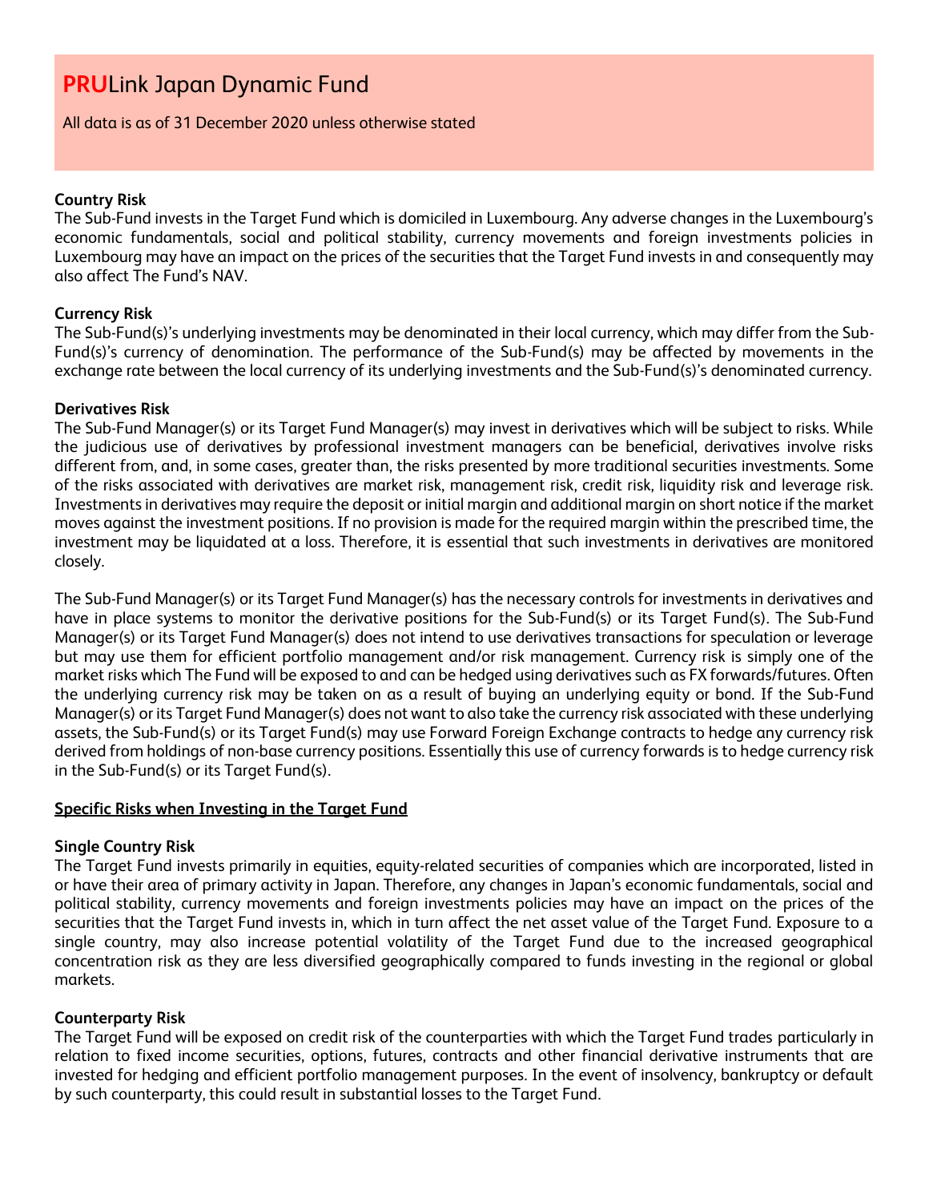# **PRU**Link Japan Dynamic Fund

All data is as of 31 December 2020 unless otherwise stated

**Country Risk**

The Sub-Fund invests in the Target Fund which is domiciled in Luxembourg. Any adverse changes in the Luxembourg's economic fundamentals, social and political stability, currency movements and foreign investments policies in Luxembourg may have an impact on the prices of the securities that the Target Fund invests in and consequently may also affect The Fund's NAV.

**Currency Risk**

The Sub-Fund(s)'s underlying investments may be denominated in their local currency, which may differ from the Sub-Fund(s)'s currency of denomination. The performance of the Sub-Fund(s) may be affected by movements in the exchange rate between the local currency of its underlying investments and the Sub-Fund(s)'s denominated currency.

**Derivatives Risk**

The Sub-Fund Manager(s) or its Target Fund Manager(s) may invest in derivatives which will be subject to risks. While the judicious use of derivatives by professional investment managers can be beneficial, derivatives involve risks different from, and, in some cases, greater than, the risks presented by more traditional securities investments. Some of the risks associated with derivatives are market risk, management risk, credit risk, liquidity risk and leverage risk. Investments in derivatives may require the deposit or initial margin and additional margin on short notice if the market moves against the investment positions. If no provision is made for the required margin within the prescribed time, the investment may be liquidated at a loss. Therefore, it is essential that such investments in derivatives are monitored closely.

The Sub-Fund Manager(s) or its Target Fund Manager(s) has the necessary controls for investments in derivatives and have in place systems to monitor the derivative positions for the Sub-Fund(s) or its Target Fund(s). The Sub-Fund Manager(s) or its Target Fund Manager(s) does not intend to use derivatives transactions for speculation or leverage but may use them for efficient portfolio management and/or risk management. Currency risk is simply one of the market risks which The Fund will be exposed to and can be hedged using derivatives such as FX forwards/futures. Often the underlying currency risk may be taken on as a result of buying an underlying equity or bond. If the Sub-Fund Manager(s) or its Target Fund Manager(s) does not want to also take the currency risk associated with these underlying assets, the Sub-Fund(s) or its Target Fund(s) may use Forward Foreign Exchange contracts to hedge any currency risk derived from holdings of non-base currency positions. Essentially this use of currency forwards is to hedge currency risk in the Sub-Fund(s) or its Target Fund(s).

**<u>Specific Risks when Investing in the Target Fund</u>**

**Single Country Risk**

The Target Fund invests primarily in equities, equity-related securities of companies which are incorporated, listed in or have their area of primary activity in Japan. Therefore, any changes in Japan's economic fundamentals, social and political stability, currency movements and foreign investments policies may have an impact on the prices of the securities that the Target Fund invests in, which in turn affect the net asset value of the Target Fund. Exposure to a single country, may also increase potential volatility of the Target Fund due to the increased geographical concentration risk as they are less diversified geographically compared to funds investing in the regional or global markets.

**Counterparty Risk**

The Target Fund will be exposed on credit risk of the counterparties with which the Target Fund trades particularly in relation to fixed income securities, options, futures, contracts and other financial derivative instruments that are invested for hedging and efficient portfolio management purposes. In the event of insolvency, bankruptcy or default by such counterparty, this could result in substantial losses to the Target Fund.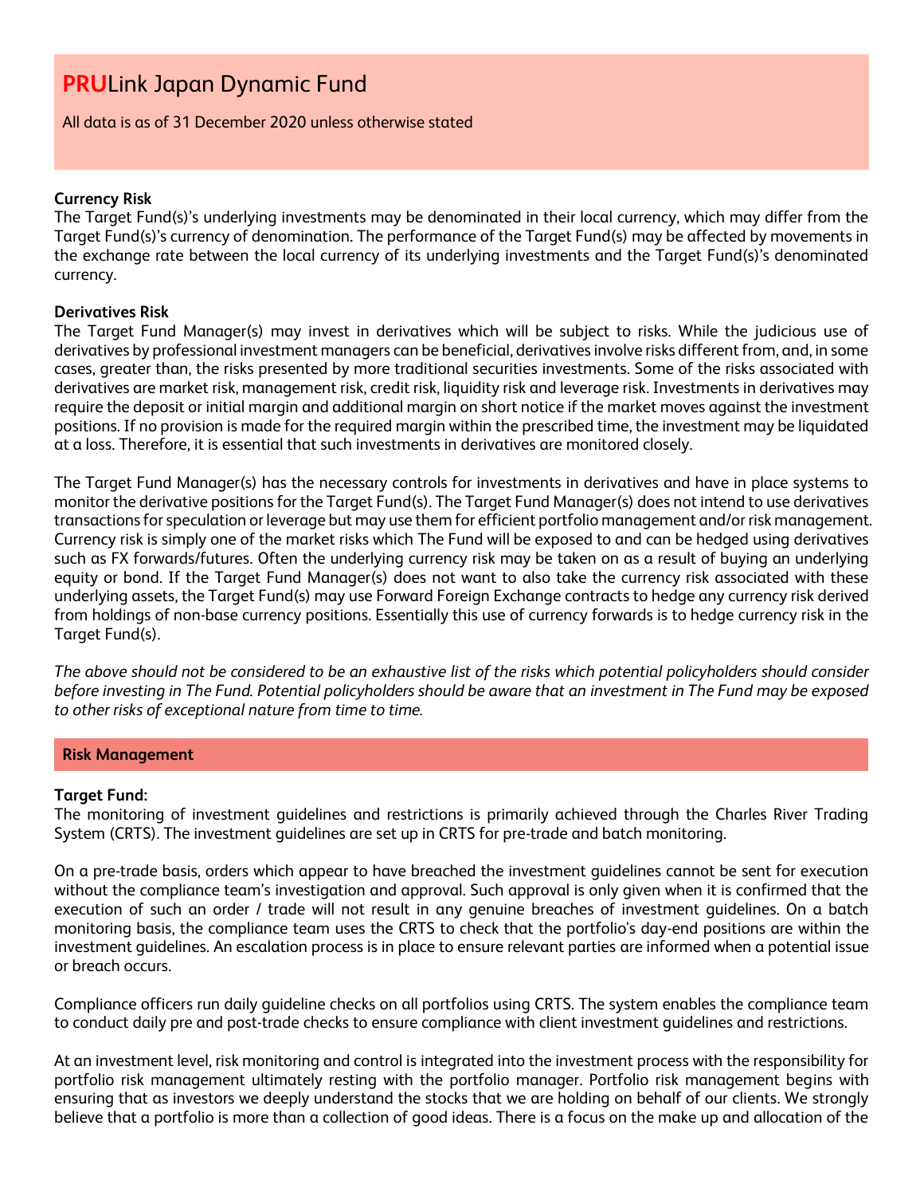# PRULink Japan Dynamic Fund

All data is as of 31 December 2020 unless otherwise stated

**Currency Risk**

The Target Fund(s)'s underlying investments may be denominated in their local currency, which may differ from the Target Fund(s)'s currency of denomination. The performance of the Target Fund(s) may be affected by movements in the exchange rate between the local currency of its underlying investments and the Target Fund(s)'s denominated currency.

**Derivatives Risk**

The Target Fund Manager(s) may invest in derivatives which will be subject to risks. While the judicious use of derivatives by professional investment managers can be beneficial, derivatives involve risks different from, and, in some cases, greater than, the risks presented by more traditional securities investments. Some of the risks associated with derivatives are market risk, management risk, credit risk, liquidity risk and leverage risk. Investments in derivatives may require the deposit or initial margin and additional margin on short notice if the market moves against the investment positions. If no provision is made for the required margin within the prescribed time, the investment may be liquidated at a loss. Therefore, it is essential that such investments in derivatives are monitored closely.

The Target Fund Manager(s) has the necessary controls for investments in derivatives and have in place systems to monitor the derivative positions for the Target Fund(s). The Target Fund Manager(s) does not intend to use derivatives transactions for speculation or leverage but may use them for efficient portfolio management and/or risk management. Currency risk is simply one of the market risks which The Fund will be exposed to and can be hedged using derivatives such as FX forwards/futures. Often the underlying currency risk may be taken on as a result of buying an underlying equity or bond. If the Target Fund Manager(s) does not want to also take the currency risk associated with these underlying assets, the Target Fund(s) may use Forward Foreign Exchange contracts to hedge any currency risk derived from holdings of non-base currency positions. Essentially this use of currency forwards is to hedge currency risk in the Target Fund(s).

*The above should not be considered to be an exhaustive list of the risks which potential policyholders should consider before investing in The Fund. Potential policyholders should be aware that an investment in The Fund may be exposed to other risks of exceptional nature from time to time.*

## Risk Management

**Target Fund:**

The monitoring of investment guidelines and restrictions is primarily achieved through the Charles River Trading System (CRTS). The investment guidelines are set up in CRTS for pre-trade and batch monitoring.

On a pre-trade basis, orders which appear to have breached the investment guidelines cannot be sent for execution without the compliance team's investigation and approval. Such approval is only given when it is confirmed that the execution of such an order / trade will not result in any genuine breaches of investment guidelines. On a batch monitoring basis, the compliance team uses the CRTS to check that the portfolio's day-end positions are within the investment guidelines. An escalation process is in place to ensure relevant parties are informed when a potential issue or breach occurs.

Compliance officers run daily guideline checks on all portfolios using CRTS. The system enables the compliance team to conduct daily pre and post-trade checks to ensure compliance with client investment guidelines and restrictions.

At an investment level, risk monitoring and control is integrated into the investment process with the responsibility for portfolio risk management ultimately resting with the portfolio manager. Portfolio risk management begins with ensuring that as investors we deeply understand the stocks that we are holding on behalf of our clients. We strongly believe that a portfolio is more than a collection of good ideas. There is a focus on the make up and allocation of the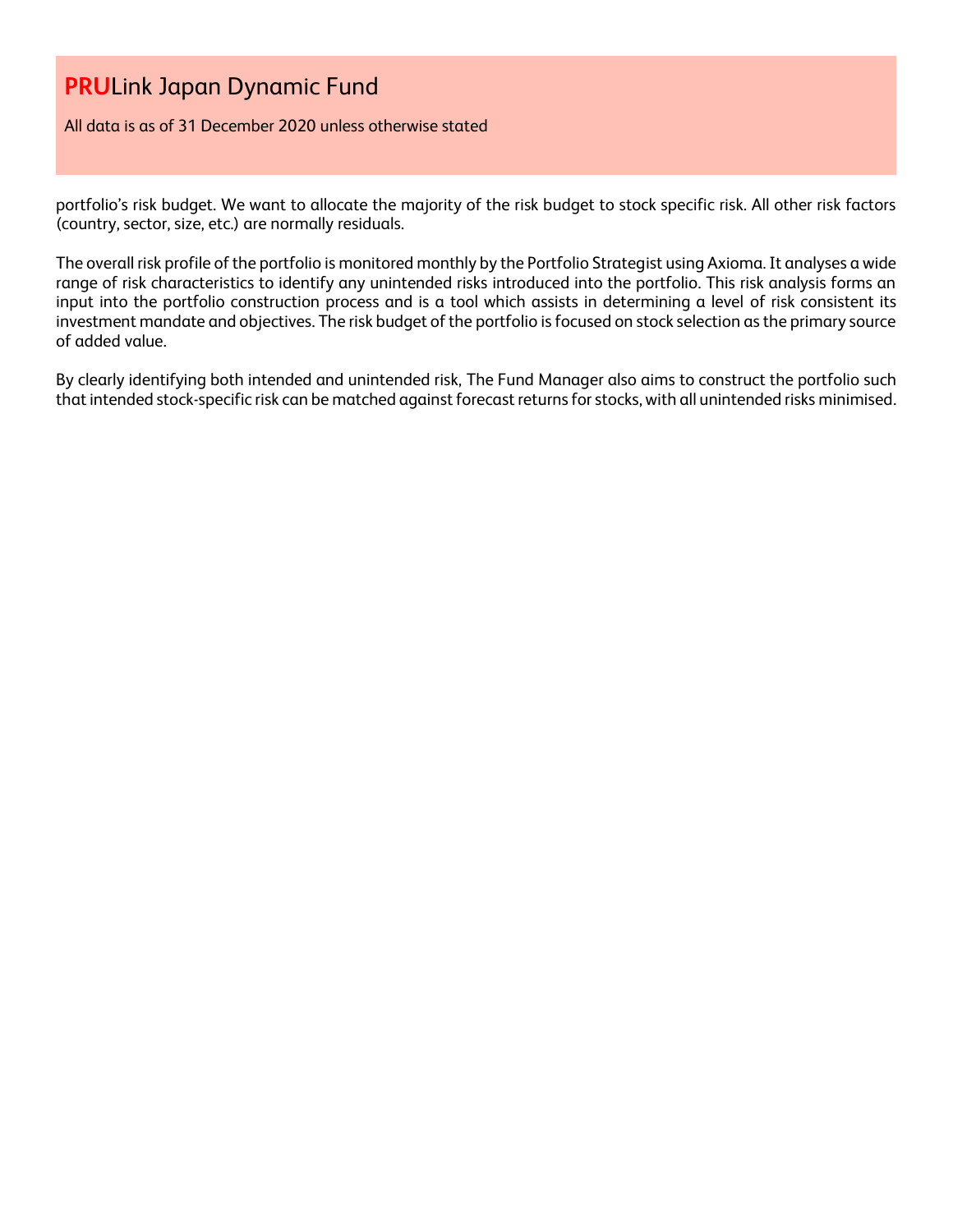portfolio's risk budget. We want to allocate the majority of the risk budget to stock specific risk. All other risk factors (country, sector, size, etc.) are normally residuals.

The overall risk profile of the portfolio is monitored monthly by the Portfolio Strategist using Axioma. It analyses a wide range of risk characteristics to identify any unintended risks introduced into the portfolio. This risk analysis forms an input into the portfolio construction process and is a tool which assists in determining a level of risk consistent its investment mandate and objectives. The risk budget of the portfolio is focused on stock selection as the primary source of added value.

By clearly identifying both intended and unintended risk, The Fund Manager also aims to construct the portfolio such that intended stock-specific risk can be matched against forecast returns for stocks, with all unintended risks minimised.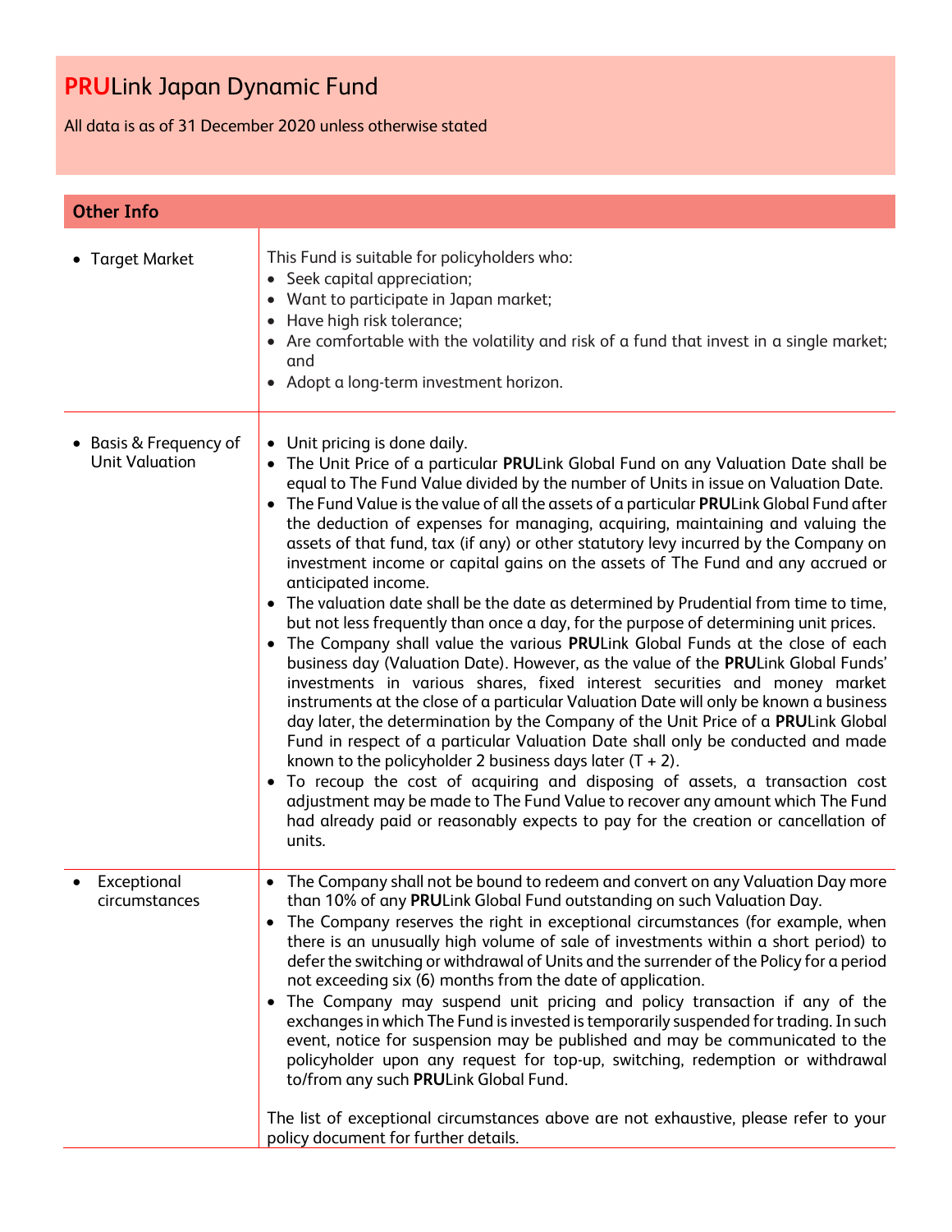# **PRU**Link Japan Dynamic Fund

All data is as of 31 December 2020 unless otherwise stated

## Other Info

| | |
|---|---|
| • Target Market | This Fund is suitable for policyholders who:<br>• Seek capital appreciation;<br>• Want to participate in Japan market;<br>• Have high risk tolerance;<br>• Are comfortable with the volatility and risk of a fund that invest in a single market; and<br>• Adopt a long-term investment horizon. |
| • Basis & Frequency of Unit Valuation | • Unit pricing is done daily.<br>• The Unit Price of a particular **PRU**Link Global Fund on any Valuation Date shall be equal to The Fund Value divided by the number of Units in issue on Valuation Date.<br>• The Fund Value is the value of all the assets of a particular **PRU**Link Global Fund after the deduction of expenses for managing, acquiring, maintaining and valuing the assets of that fund, tax (if any) or other statutory levy incurred by the Company on investment income or capital gains on the assets of The Fund and any accrued or anticipated income.<br>• The valuation date shall be the date as determined by Prudential from time to time, but not less frequently than once a day, for the purpose of determining unit prices.<br>• The Company shall value the various **PRU**Link Global Funds at the close of each business day (Valuation Date). However, as the value of the **PRU**Link Global Funds' investments in various shares, fixed interest securities and money market instruments at the close of a particular Valuation Date will only be known a business day later, the determination by the Company of the Unit Price of a **PRU**Link Global Fund in respect of a particular Valuation Date shall only be conducted and made known to the policyholder 2 business days later (T + 2).<br>• To recoup the cost of acquiring and disposing of assets, a transaction cost adjustment may be made to The Fund Value to recover any amount which The Fund had already paid or reasonably expects to pay for the creation or cancellation of units. |
| • Exceptional circumstances | • The Company shall not be bound to redeem and convert on any Valuation Day more than 10% of any **PRU**Link Global Fund outstanding on such Valuation Day.<br>• The Company reserves the right in exceptional circumstances (for example, when there is an unusually high volume of sale of investments within a short period) to defer the switching or withdrawal of Units and the surrender of the Policy for a period not exceeding six (6) months from the date of application.<br>• The Company may suspend unit pricing and policy transaction if any of the exchanges in which The Fund is invested is temporarily suspended for trading. In such event, notice for suspension may be published and may be communicated to the policyholder upon any request for top-up, switching, redemption or withdrawal to/from any such **PRU**Link Global Fund.<br><br>The list of exceptional circumstances above are not exhaustive, please refer to your policy document for further details. |